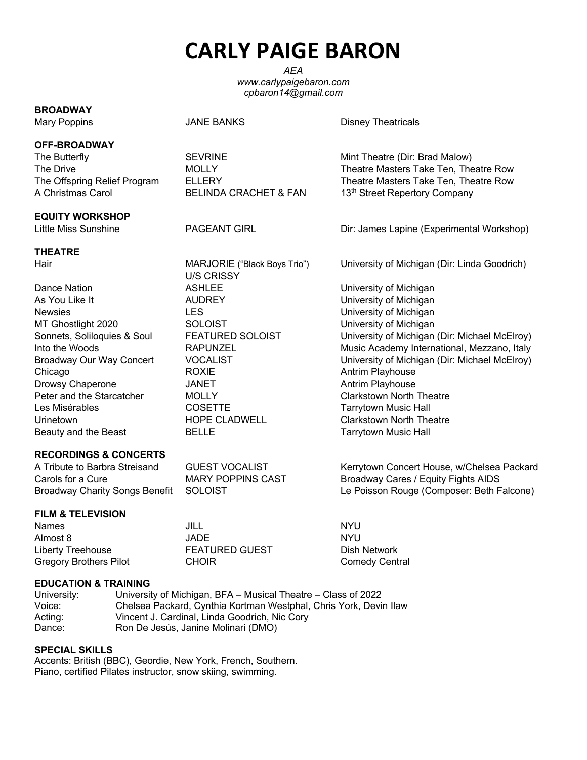# CARLY PAIGE BARON

*AEA*
*www.carlypaigebaron.com*
*cpbaron14@gmail.com*

---

**BROADWAY**

| | | |
|---|---|---|
| Mary Poppins | JANE BANKS | Disney Theatricals |

**OFF-BROADWAY**

| | | |
|---|---|---|
| The Butterfly | SEVRINE | Mint Theatre (Dir: Brad Malow) |
| The Drive | MOLLY | Theatre Masters Take Ten, Theatre Row |
| The Offspring Relief Program | ELLERY | Theatre Masters Take Ten, Theatre Row |
| A Christmas Carol | BELINDA CRACHET & FAN | 13th Street Repertory Company |

**EQUITY WORKSHOP**

| | | |
|---|---|---|
| Little Miss Sunshine | PAGEANT GIRL | Dir: James Lapine (Experimental Workshop) |

**THEATRE**

| | | |
|---|---|---|
| Hair | MARJORIE ("Black Boys Trio") U/S CRISSY | University of Michigan (Dir: Linda Goodrich) |
| Dance Nation | ASHLEE | University of Michigan |
| As You Like It | AUDREY | University of Michigan |
| Newsies | LES | University of Michigan |
| MT Ghostlight 2020 | SOLOIST | University of Michigan |
| Sonnets, Soliloquies & Soul | FEATURED SOLOIST | University of Michigan (Dir: Michael McElroy) |
| Into the Woods | RAPUNZEL | Music Academy International, Mezzano, Italy |
| Broadway Our Way Concert | VOCALIST | University of Michigan (Dir: Michael McElroy) |
| Chicago | ROXIE | Antrim Playhouse |
| Drowsy Chaperone | JANET | Antrim Playhouse |
| Peter and the Starcatcher | MOLLY | Clarkstown North Theatre |
| Les Misérables | COSETTE | Tarrytown Music Hall |
| Urinetown | HOPE CLADWELL | Clarkstown North Theatre |
| Beauty and the Beast | BELLE | Tarrytown Music Hall |

**RECORDINGS & CONCERTS**

| | | |
|---|---|---|
| A Tribute to Barbra Streisand | GUEST VOCALIST | Kerrytown Concert House, w/Chelsea Packard |
| Carols for a Cure | MARY POPPINS CAST | Broadway Cares / Equity Fights AIDS |
| Broadway Charity Songs Benefit | SOLOIST | Le Poisson Rouge (Composer: Beth Falcone) |

**FILM & TELEVISION**

| | | |
|---|---|---|
| Names | JILL | NYU |
| Almost 8 | JADE | NYU |
| Liberty Treehouse | FEATURED GUEST | Dish Network |
| Gregory Brothers Pilot | CHOIR | Comedy Central |

**EDUCATION & TRAINING**

| | |
|---|---|
| University: | University of Michigan, BFA – Musical Theatre – Class of 2022 |
| Voice: | Chelsea Packard, Cynthia Kortman Westphal, Chris York, Devin Ilaw |
| Acting: | Vincent J. Cardinal, Linda Goodrich, Nic Cory |
| Dance: | Ron De Jesús, Janine Molinari (DMO) |

**SPECIAL SKILLS**

Accents: British (BBC), Geordie, New York, French, Southern.
Piano, certified Pilates instructor, snow skiing, swimming.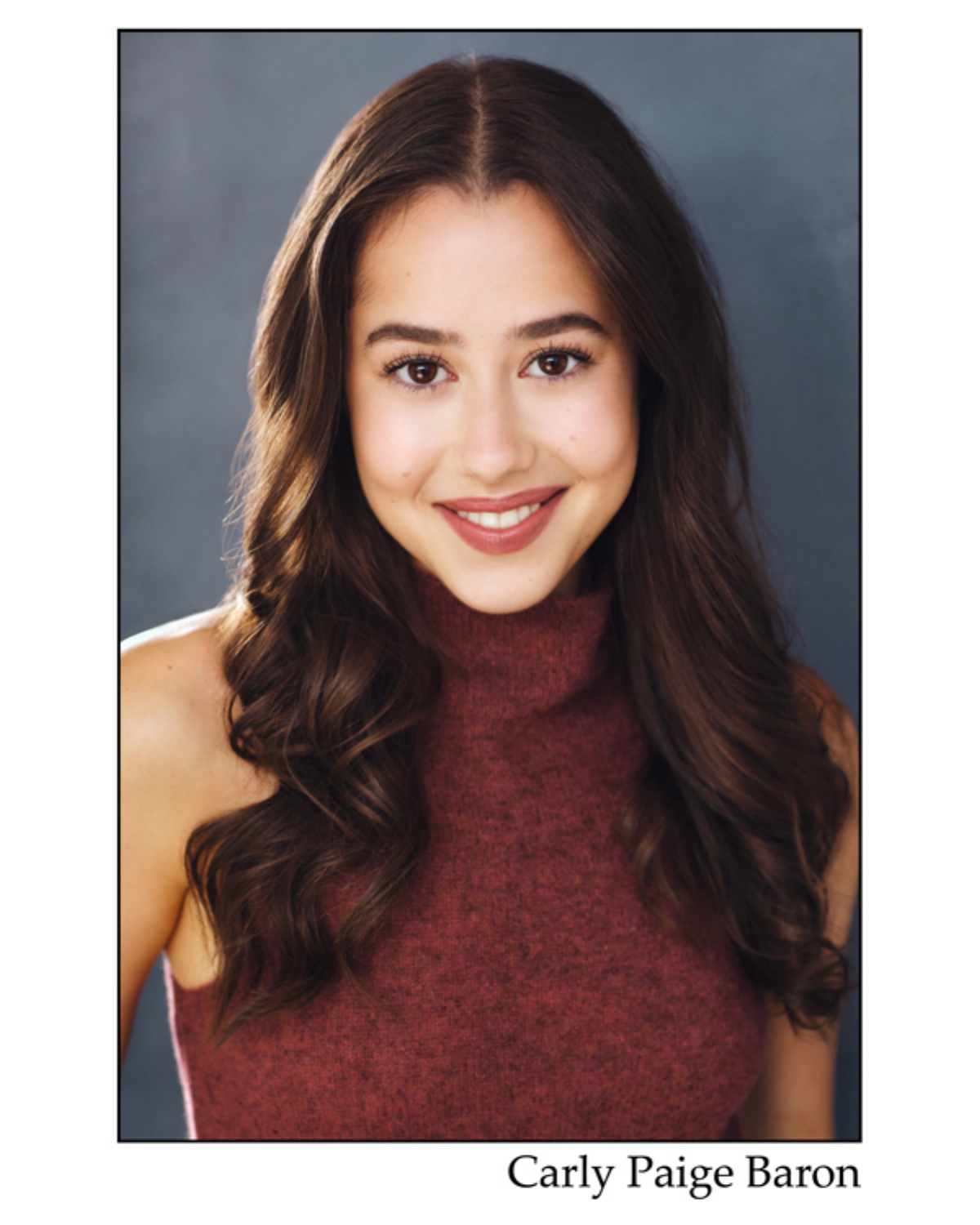Carly Paige Baron